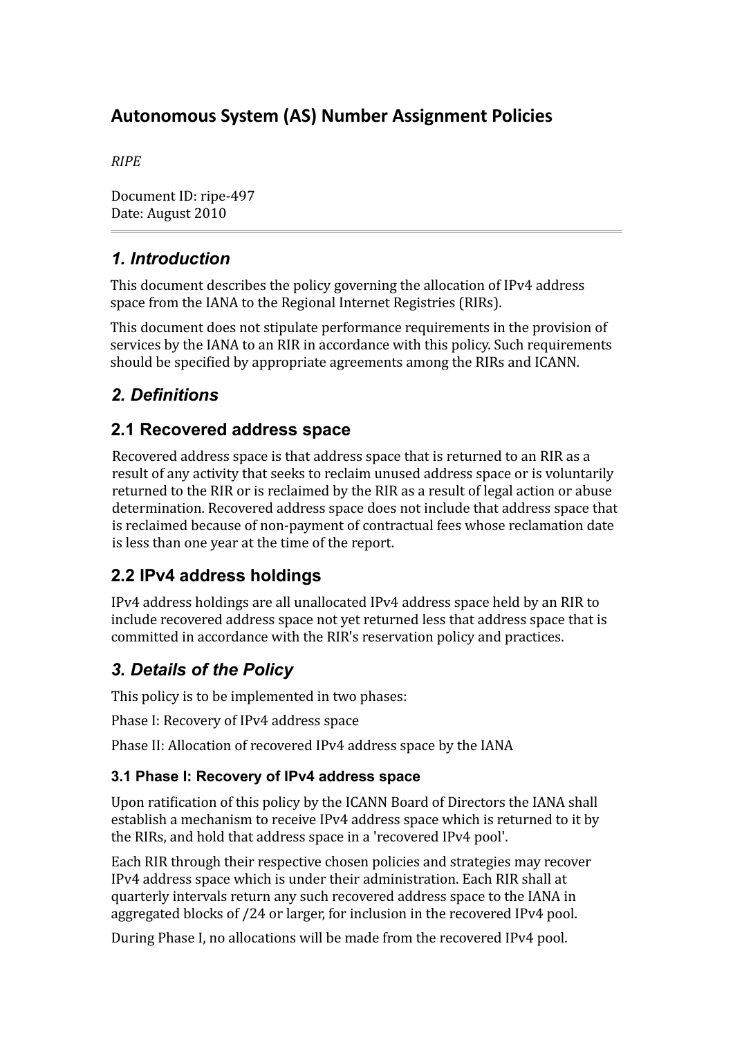# Autonomous System (AS) Number Assignment Policies

*RIPE*

Document ID: ripe-497
Date: August 2010

## *1. Introduction*

This document describes the policy governing the allocation of IPv4 address space from the IANA to the Regional Internet Registries (RIRs).

This document does not stipulate performance requirements in the provision of services by the IANA to an RIR in accordance with this policy. Such requirements should be specified by appropriate agreements among the RIRs and ICANN.

## *2. Definitions*

## 2.1 Recovered address space

Recovered address space is that address space that is returned to an RIR as a result of any activity that seeks to reclaim unused address space or is voluntarily returned to the RIR or is reclaimed by the RIR as a result of legal action or abuse determination. Recovered address space does not include that address space that is reclaimed because of non-payment of contractual fees whose reclamation date is less than one year at the time of the report.

## 2.2 IPv4 address holdings

IPv4 address holdings are all unallocated IPv4 address space held by an RIR to include recovered address space not yet returned less that address space that is committed in accordance with the RIR's reservation policy and practices.

## *3. Details of the Policy*

This policy is to be implemented in two phases:

Phase I: Recovery of IPv4 address space

Phase II: Allocation of recovered IPv4 address space by the IANA

### 3.1 Phase I: Recovery of IPv4 address space

Upon ratification of this policy by the ICANN Board of Directors the IANA shall establish a mechanism to receive IPv4 address space which is returned to it by the RIRs, and hold that address space in a 'recovered IPv4 pool'.

Each RIR through their respective chosen policies and strategies may recover IPv4 address space which is under their administration. Each RIR shall at quarterly intervals return any such recovered address space to the IANA in aggregated blocks of /24 or larger, for inclusion in the recovered IPv4 pool.

During Phase I, no allocations will be made from the recovered IPv4 pool.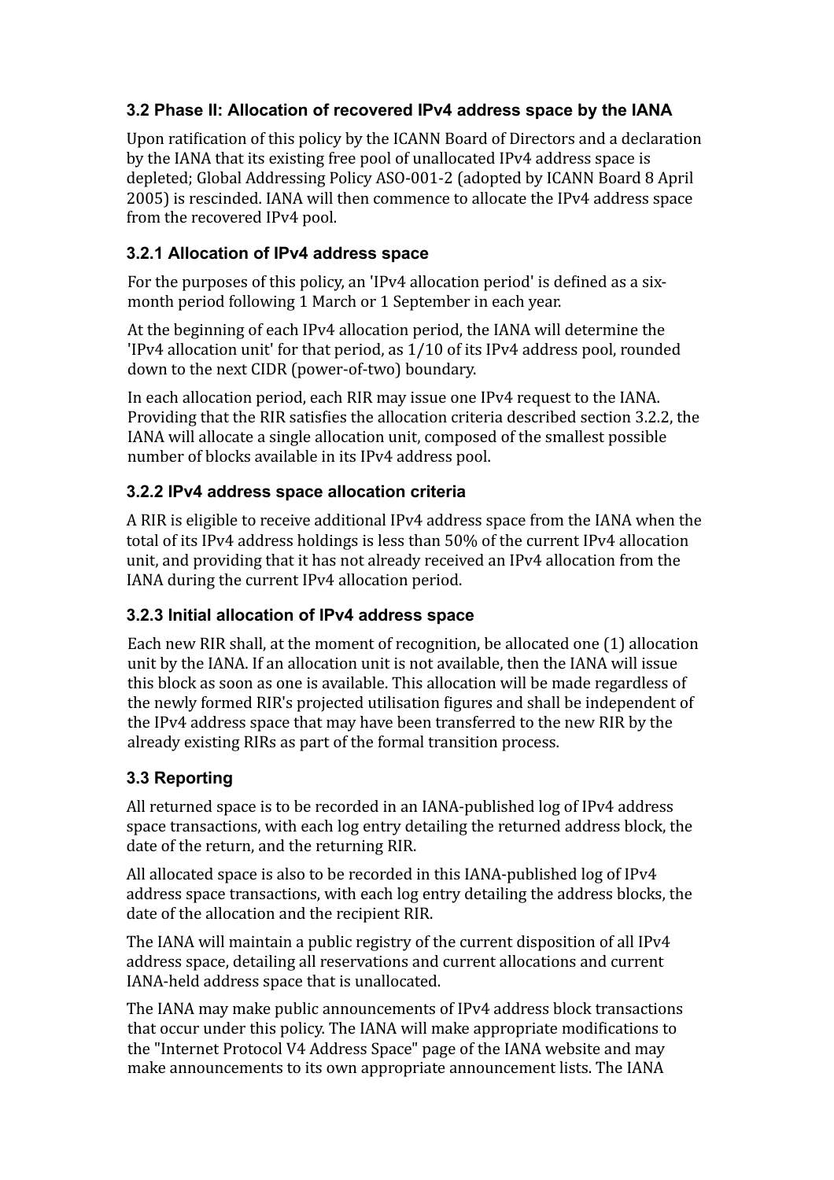### 3.2 Phase II: Allocation of recovered IPv4 address space by the IANA

Upon ratification of this policy by the ICANN Board of Directors and a declaration by the IANA that its existing free pool of unallocated IPv4 address space is depleted; Global Addressing Policy ASO-001-2 (adopted by ICANN Board 8 April 2005) is rescinded. IANA will then commence to allocate the IPv4 address space from the recovered IPv4 pool.

### 3.2.1 Allocation of IPv4 address space

For the purposes of this policy, an 'IPv4 allocation period' is defined as a six-month period following 1 March or 1 September in each year.

At the beginning of each IPv4 allocation period, the IANA will determine the 'IPv4 allocation unit' for that period, as 1/10 of its IPv4 address pool, rounded down to the next CIDR (power-of-two) boundary.

In each allocation period, each RIR may issue one IPv4 request to the IANA. Providing that the RIR satisfies the allocation criteria described section 3.2.2, the IANA will allocate a single allocation unit, composed of the smallest possible number of blocks available in its IPv4 address pool.

### 3.2.2 IPv4 address space allocation criteria

A RIR is eligible to receive additional IPv4 address space from the IANA when the total of its IPv4 address holdings is less than 50% of the current IPv4 allocation unit, and providing that it has not already received an IPv4 allocation from the IANA during the current IPv4 allocation period.

### 3.2.3 Initial allocation of IPv4 address space

Each new RIR shall, at the moment of recognition, be allocated one (1) allocation unit by the IANA. If an allocation unit is not available, then the IANA will issue this block as soon as one is available. This allocation will be made regardless of the newly formed RIR's projected utilisation figures and shall be independent of the IPv4 address space that may have been transferred to the new RIR by the already existing RIRs as part of the formal transition process.

### 3.3 Reporting

All returned space is to be recorded in an IANA-published log of IPv4 address space transactions, with each log entry detailing the returned address block, the date of the return, and the returning RIR.

All allocated space is also to be recorded in this IANA-published log of IPv4 address space transactions, with each log entry detailing the address blocks, the date of the allocation and the recipient RIR.

The IANA will maintain a public registry of the current disposition of all IPv4 address space, detailing all reservations and current allocations and current IANA-held address space that is unallocated.

The IANA may make public announcements of IPv4 address block transactions that occur under this policy. The IANA will make appropriate modifications to the "Internet Protocol V4 Address Space" page of the IANA website and may make announcements to its own appropriate announcement lists. The IANA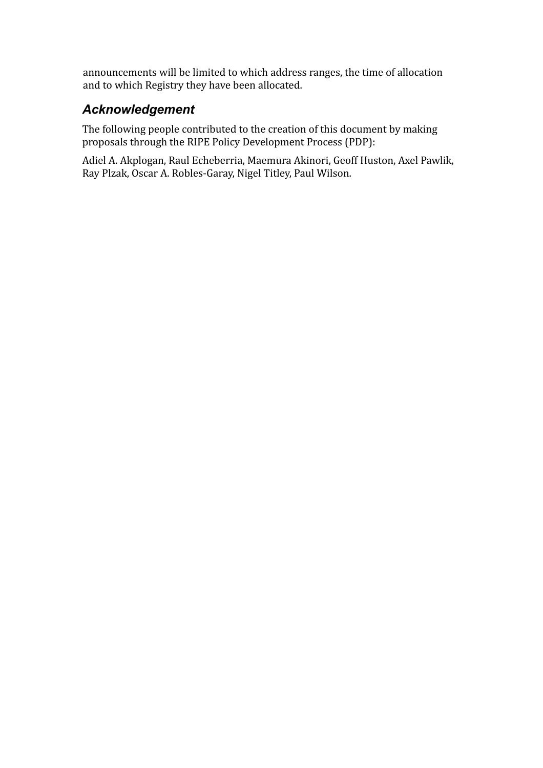announcements will be limited to which address ranges, the time of allocation and to which Registry they have been allocated.

### *Acknowledgement*

The following people contributed to the creation of this document by making proposals through the RIPE Policy Development Process (PDP):

Adiel A. Akplogan, Raul Echeberria, Maemura Akinori, Geoff Huston, Axel Pawlik, Ray Plzak, Oscar A. Robles-Garay, Nigel Titley, Paul Wilson.